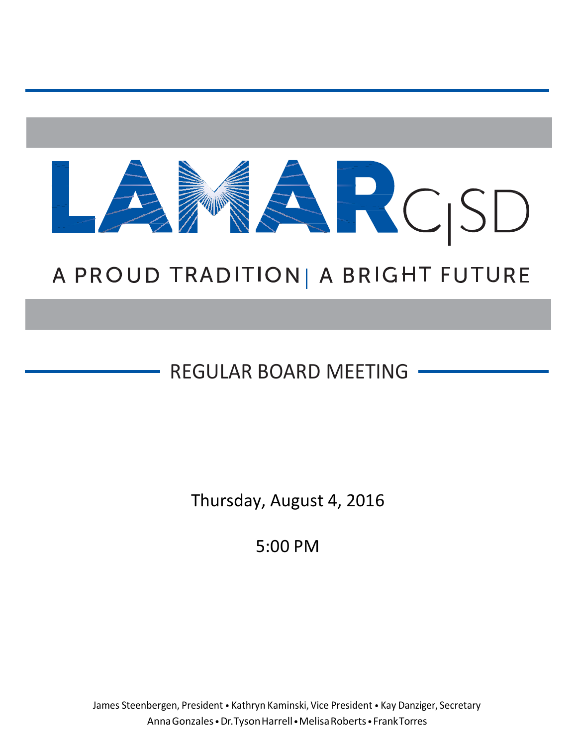# LAMAR CISD

A PROUD TRADITION | A BRIGHT FUTURE

## REGULAR BOARD MEETING

Thursday, August 4, 2016

5:00 PM

James Steenbergen, President • Kathryn Kaminski, Vice President • Kay Danziger, Secretary
Anna Gonzales • Dr. Tyson Harrell • Melisa Roberts • Frank Torres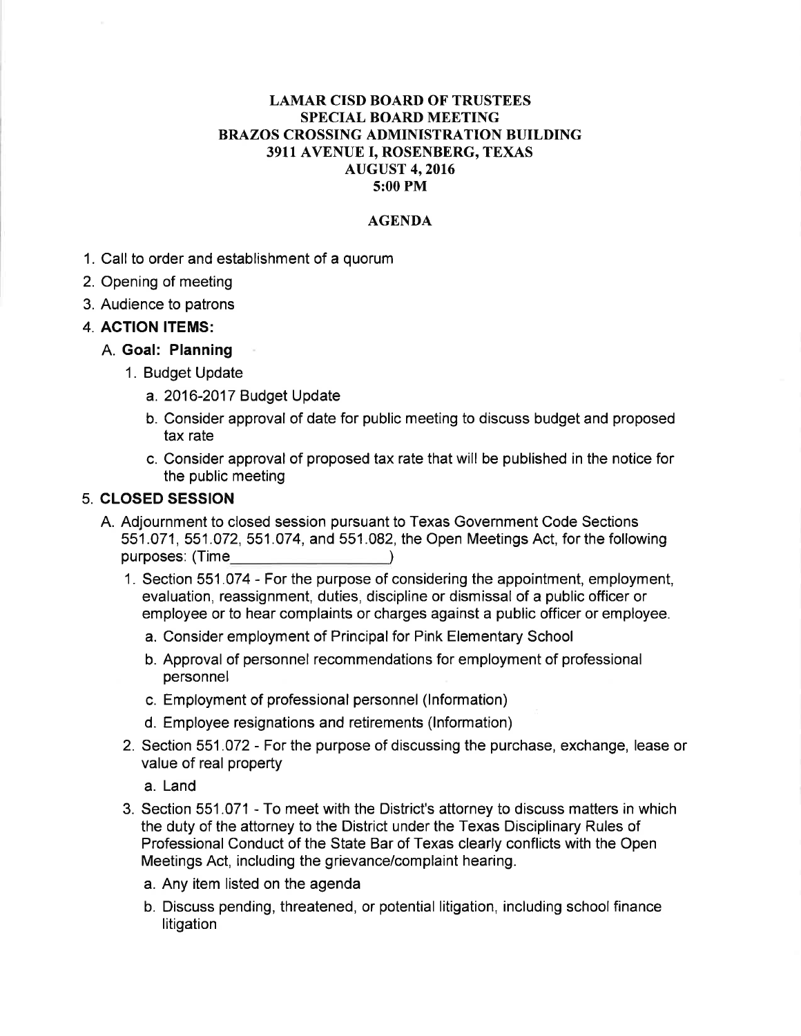# LAMAR CISD BOARD OF TRUSTEES
## SPECIAL BOARD MEETING
## BRAZOS CROSSING ADMINISTRATION BUILDING
## 3911 AVENUE I, ROSENBERG, TEXAS
## AUGUST 4, 2016
## 5:00 PM

### AGENDA

1. Call to order and establishment of a quorum
2. Opening of meeting
3. Audience to patrons
4. **ACTION ITEMS:**
   A. **Goal: Planning**
      1. Budget Update
         a. 2016-2017 Budget Update
         b. Consider approval of date for public meeting to discuss budget and proposed tax rate
         c. Consider approval of proposed tax rate that will be published in the notice for the public meeting
5. **CLOSED SESSION**
   A. Adjournment to closed session pursuant to Texas Government Code Sections 551.071, 551.072, 551.074, and 551.082, the Open Meetings Act, for the following purposes: (Time\_\_\_\_\_\_\_\_\_\_\_\_\_\_\_\_\_\_\_\_)
      1. Section 551.074 - For the purpose of considering the appointment, employment, evaluation, reassignment, duties, discipline or dismissal of a public officer or employee or to hear complaints or charges against a public officer or employee.
         a. Consider employment of Principal for Pink Elementary School
         b. Approval of personnel recommendations for employment of professional personnel
         c. Employment of professional personnel (Information)
         d. Employee resignations and retirements (Information)
      2. Section 551.072 - For the purpose of discussing the purchase, exchange, lease or value of real property
         a. Land
      3. Section 551.071 - To meet with the District's attorney to discuss matters in which the duty of the attorney to the District under the Texas Disciplinary Rules of Professional Conduct of the State Bar of Texas clearly conflicts with the Open Meetings Act, including the grievance/complaint hearing.
         a. Any item listed on the agenda
         b. Discuss pending, threatened, or potential litigation, including school finance litigation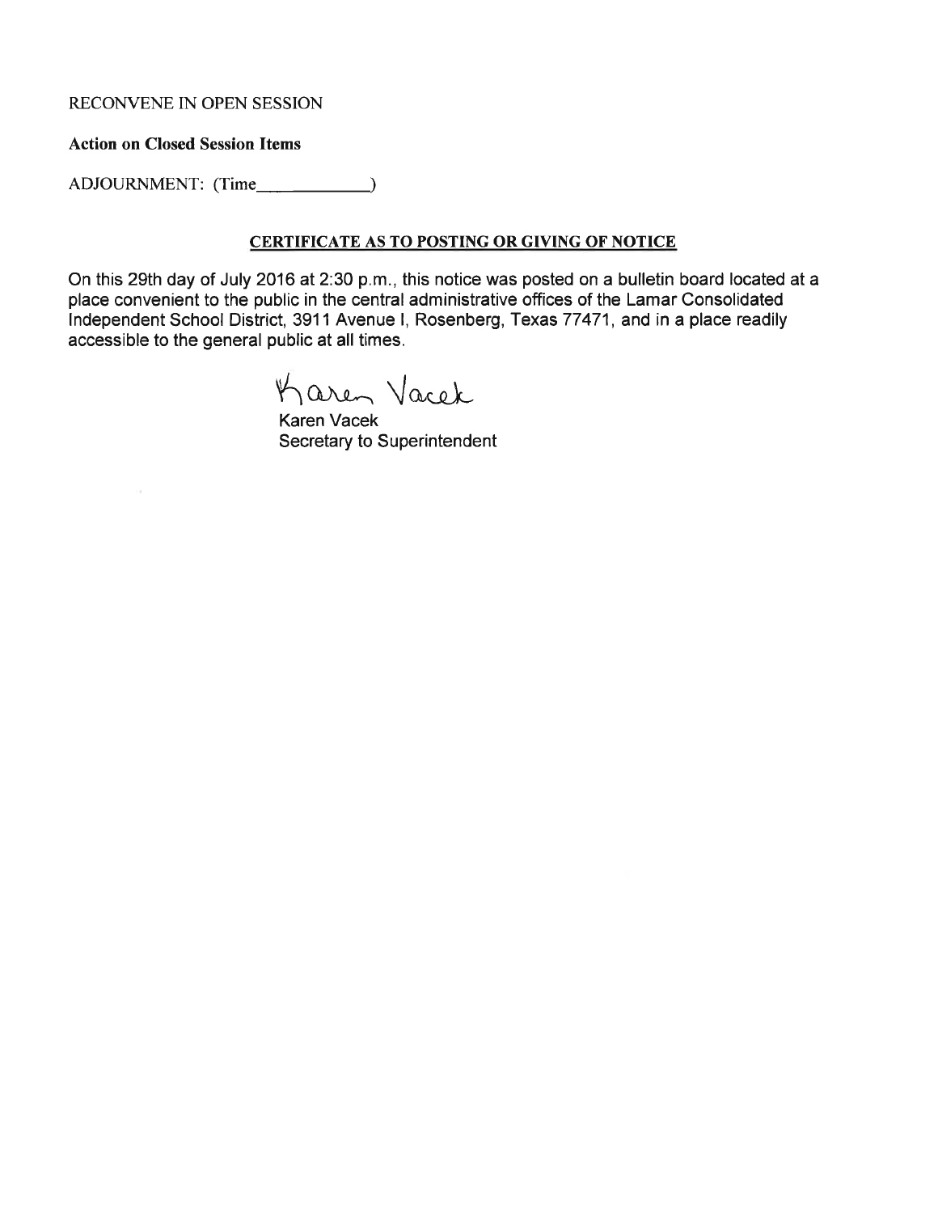RECONVENE IN OPEN SESSION

**Action on Closed Session Items**

ADJOURNMENT: (Time____________)

**CERTIFICATE AS TO POSTING OR GIVING OF NOTICE**

On this 29th day of July 2016 at 2:30 p.m., this notice was posted on a bulletin board located at a place convenient to the public in the central administrative offices of the Lamar Consolidated Independent School District, 3911 Avenue I, Rosenberg, Texas 77471, and in a place readily accessible to the general public at all times.

Karen Vacek

Karen Vacek
Secretary to Superintendent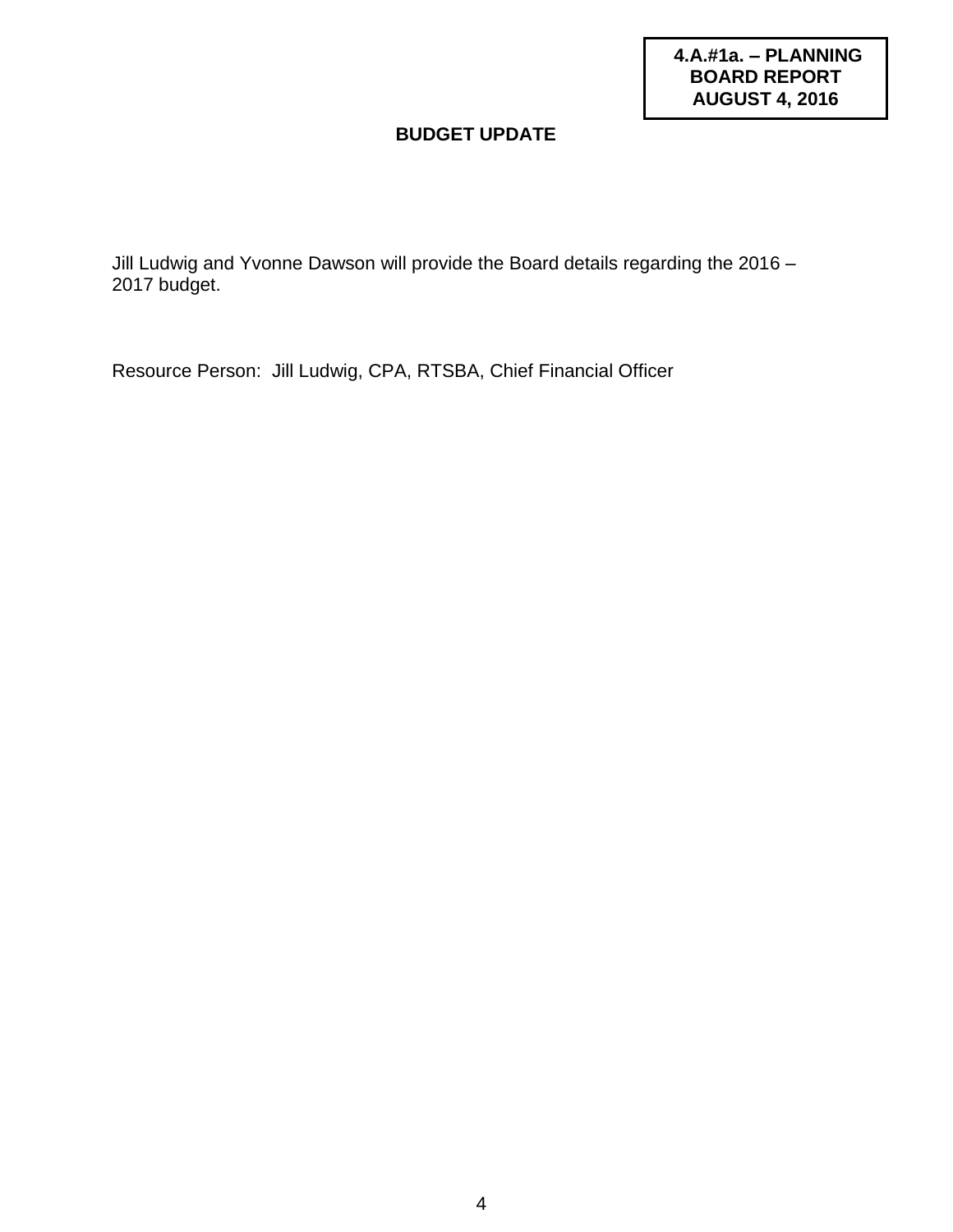**4.A.#1a. – PLANNING BOARD REPORT AUGUST 4, 2016**

# BUDGET UPDATE

Jill Ludwig and Yvonne Dawson will provide the Board details regarding the 2016 – 2017 budget.

Resource Person: Jill Ludwig, CPA, RTSBA, Chief Financial Officer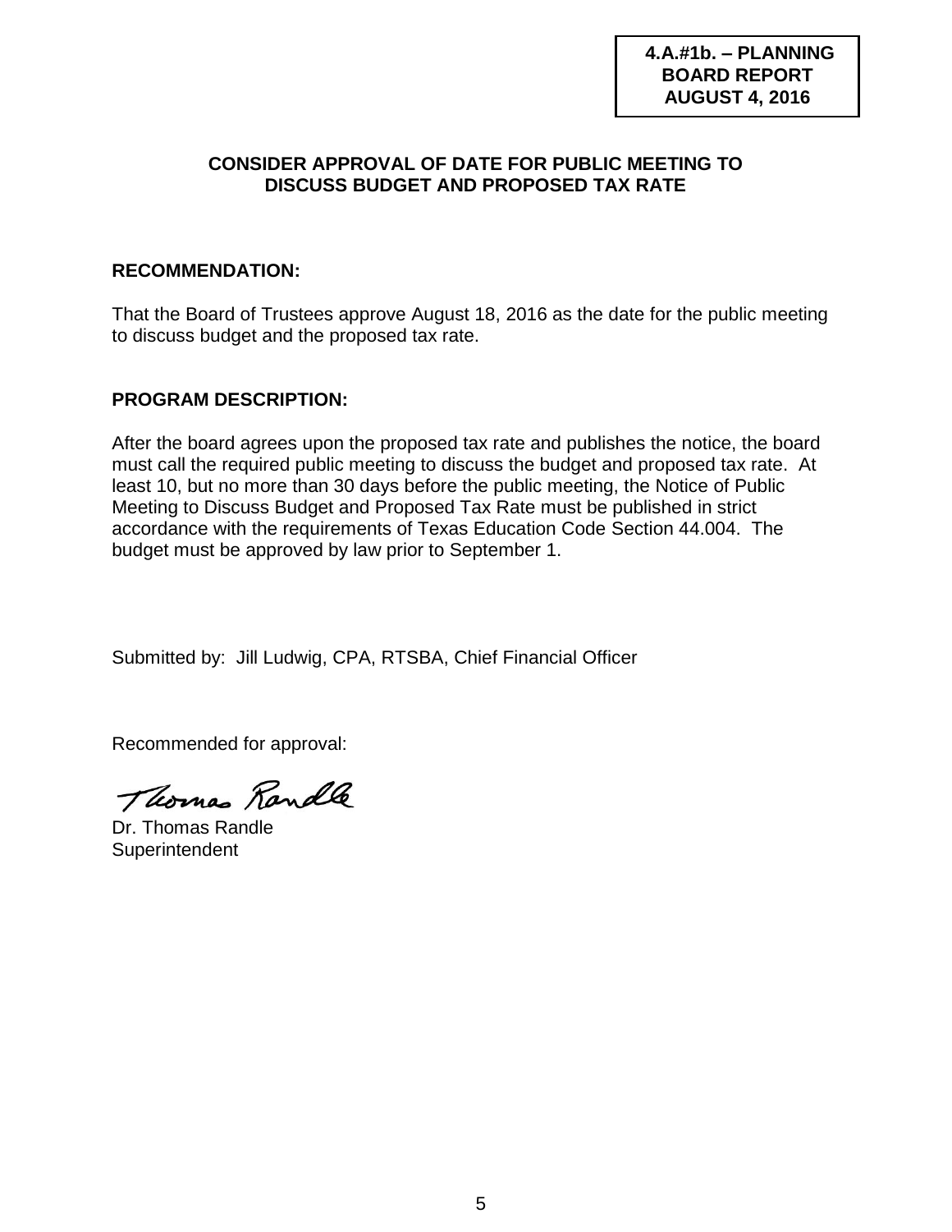**4.A.#1b. – PLANNING BOARD REPORT AUGUST 4, 2016**

## CONSIDER APPROVAL OF DATE FOR PUBLIC MEETING TO DISCUSS BUDGET AND PROPOSED TAX RATE

**RECOMMENDATION:**

That the Board of Trustees approve August 18, 2016 as the date for the public meeting to discuss budget and the proposed tax rate.

**PROGRAM DESCRIPTION:**

After the board agrees upon the proposed tax rate and publishes the notice, the board must call the required public meeting to discuss the budget and proposed tax rate. At least 10, but no more than 30 days before the public meeting, the Notice of Public Meeting to Discuss Budget and Proposed Tax Rate must be published in strict accordance with the requirements of Texas Education Code Section 44.004. The budget must be approved by law prior to September 1.

Submitted by: Jill Ludwig, CPA, RTSBA, Chief Financial Officer

Recommended for approval:

Thomas Randle

Dr. Thomas Randle
Superintendent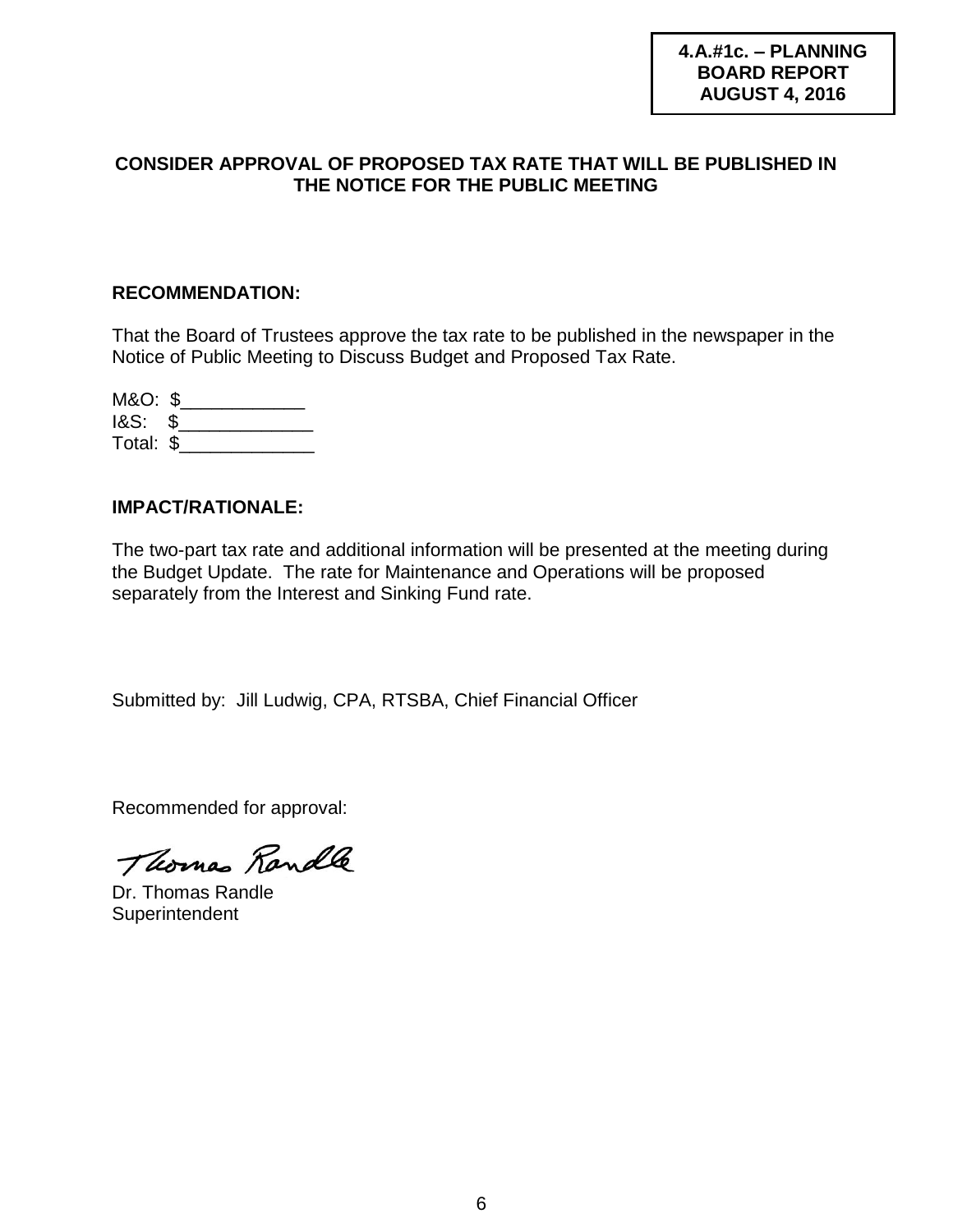**4.A.#1c. – PLANNING BOARD REPORT AUGUST 4, 2016**

**CONSIDER APPROVAL OF PROPOSED TAX RATE THAT WILL BE PUBLISHED IN THE NOTICE FOR THE PUBLIC MEETING**

**RECOMMENDATION:**

That the Board of Trustees approve the tax rate to be published in the newspaper in the Notice of Public Meeting to Discuss Budget and Proposed Tax Rate.

M&O: $____________
I&S: $_____________
Total: $_____________

**IMPACT/RATIONALE:**

The two-part tax rate and additional information will be presented at the meeting during the Budget Update. The rate for Maintenance and Operations will be proposed separately from the Interest and Sinking Fund rate.

Submitted by: Jill Ludwig, CPA, RTSBA, Chief Financial Officer

Recommended for approval:

Thomas Randle

Dr. Thomas Randle
Superintendent